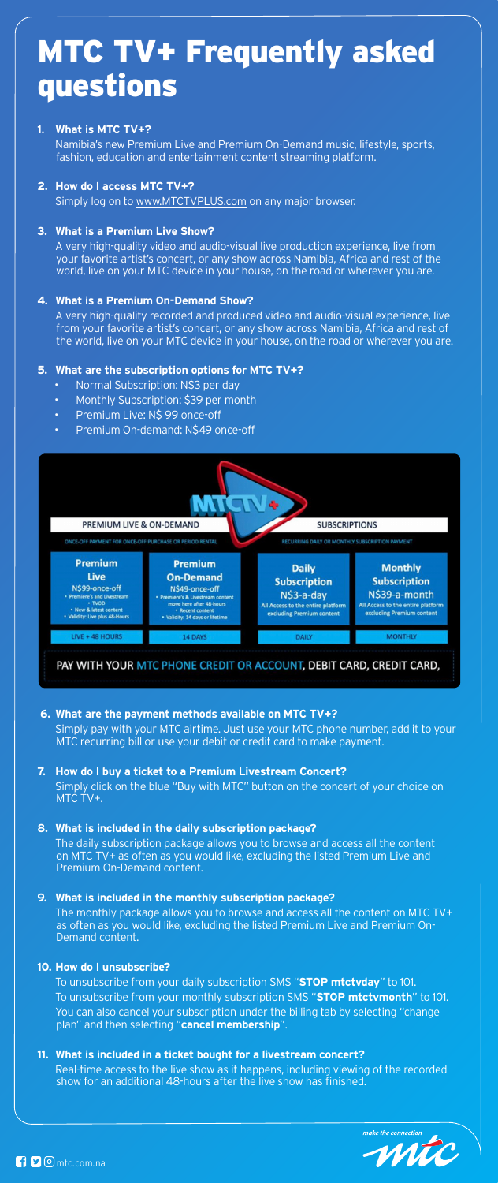# MTC TV+ Frequently asked questions

1. **What is MTC TV+?**
   Namibia's new Premium Live and Premium On-Demand music, lifestyle, sports, fashion, education and entertainment content streaming platform.

2. **How do I access MTC TV+?**
   Simply log on to www.MTCTVPLUS.com on any major browser.

3. **What is a Premium Live Show?**
   A very high-quality video and audio-visual live production experience, live from your favorite artist's concert, or any show across Namibia, Africa and rest of the world, live on your MTC device in your house, on the road or wherever you are.

4. **What is a Premium On-Demand Show?**
   A very high-quality recorded and produced video and audio-visual experience, live from your favorite artist's concert, or any show across Namibia, Africa and rest of the world, live on your MTC device in your house, on the road or wherever you are.

5. **What are the subscription options for MTC TV+?**
   - Normal Subscription: N$3 per day
   - Monthly Subscription: $39 per month
   - Premium Live: N$ 99 once-off
   - Premium On-demand: N$49 once-off

| PREMIUM LIVE & ON-DEMAND | | SUBSCRIPTIONS | |
|---|---|---|---|
| ONCE-OFF PAYMENT FOR ONCE-OFF PURCHASE OR PERIOD RENTAL | | RECURRING DAILY OR MONTHLY SUBSCRIPTION PAYMENT | |
| **Premium Live**<br>N$99-once-off<br>• Premiere's and Livestream<br>• TVOD<br>• New & latest content<br>• Validity: Live plus 48-Hours | **Premium On-Demand**<br>N$49-once-off<br>• Premiere's & Livestream content move here after 48-hours<br>• Recent content<br>• Validity: 14 days or lifetime | **Daily Subscription**<br>N$3-a-day<br>All Access to the entire platform excluding Premium content | **Monthly Subscription**<br>N$39-a-month<br>All Access to the entire platform excluding Premium content |
| LIVE + 48 HOURS | 14 DAYS | DAILY | MONTHLY |

PAY WITH YOUR MTC PHONE CREDIT OR ACCOUNT, DEBIT CARD, CREDIT CARD,

6. **What are the payment methods available on MTC TV+?**
   Simply pay with your MTC airtime. Just use your MTC phone number, add it to your MTC recurring bill or use your debit or credit card to make payment.

7. **How do I buy a ticket to a Premium Livestream Concert?**
   Simply click on the blue "Buy with MTC" button on the concert of your choice on MTC TV+.

8. **What is included in the daily subscription package?**
   The daily subscription package allows you to browse and access all the content on MTC TV+ as often as you would like, excluding the listed Premium Live and Premium On-Demand content.

9. **What is included in the monthly subscription package?**
   The monthly package allows you to browse and access all the content on MTC TV+ as often as you would like, excluding the listed Premium Live and Premium On-Demand content.

10. **How do I unsubscribe?**
    To unsubscribe from your daily subscription SMS "**STOP mtctvday**" to 101.
    To unsubscribe from your monthly subscription SMS "**STOP mtctvmonth**" to 101.
    You can also cancel your subscription under the billing tab by selecting "change plan" and then selecting "**cancel membership**".

11. **What is included in a ticket bought for a livestream concert?**
    Real-time access to the live show as it happens, including viewing of the recorded show for an additional 48-hours after the live show has finished.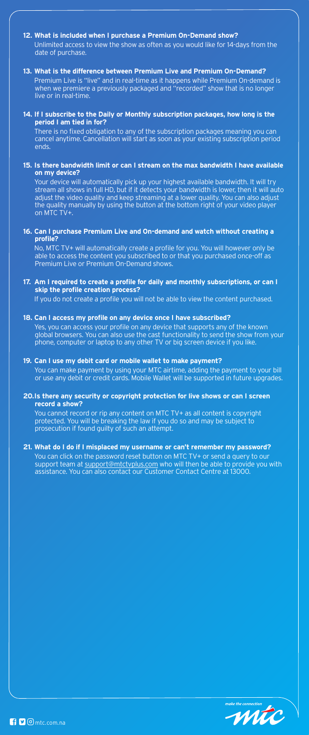**12. What is included when I purchase a Premium On-Demand show?**

Unlimited access to view the show as often as you would like for 14-days from the date of purchase.

**13. What is the difference between Premium Live and Premium On-Demand?**

Premium Live is "live" and in real-time as it happens while Premium On-demand is when we premiere a previously packaged and "recorded" show that is no longer live or in real-time.

**14. If I subscribe to the Daily or Monthly subscription packages, how long is the period I am tied in for?**

There is no fixed obligation to any of the subscription packages meaning you can cancel anytime. Cancellation will start as soon as your existing subscription period ends.

**15. Is there bandwidth limit or can I stream on the max bandwidth I have available on my device?**

Your device will automatically pick up your highest available bandwidth. It will try stream all shows in full HD, but if it detects your bandwidth is lower, then it will auto adjust the video quality and keep streaming at a lower quality. You can also adjust the quality manually by using the button at the bottom right of your video player on MTC TV+.

**16. Can I purchase Premium Live and On-demand and watch without creating a profile?**

No, MTC TV+ will automatically create a profile for you. You will however only be able to access the content you subscribed to or that you purchased once-off as Premium Live or Premium On-Demand shows.

**17. Am I required to create a profile for daily and monthly subscriptions, or can I skip the profile creation process?**

If you do not create a profile you will not be able to view the content purchased.

**18. Can I access my profile on any device once I have subscribed?**

Yes, you can access your profile on any device that supports any of the known global browsers. You can also use the cast functionality to send the show from your phone, computer or laptop to any other TV or big screen device if you like.

**19. Can I use my debit card or mobile wallet to make payment?**

You can make payment by using your MTC airtime, adding the payment to your bill or use any debit or credit cards. Mobile Wallet will be supported in future upgrades.

**20. Is there any security or copyright protection for live shows or can I screen record a show?**

You cannot record or rip any content on MTC TV+ as all content is copyright protected. You will be breaking the law if you do so and may be subject to prosecution if found guilty of such an attempt.

**21. What do I do if I misplaced my username or can't remember my password?**

You can click on the password reset button on MTC TV+ or send a query to our support team at support@mtctvplus.com who will then be able to provide you with assistance. You can also contact our Customer Contact Centre at 13000.

mtc.com.na

make the connection